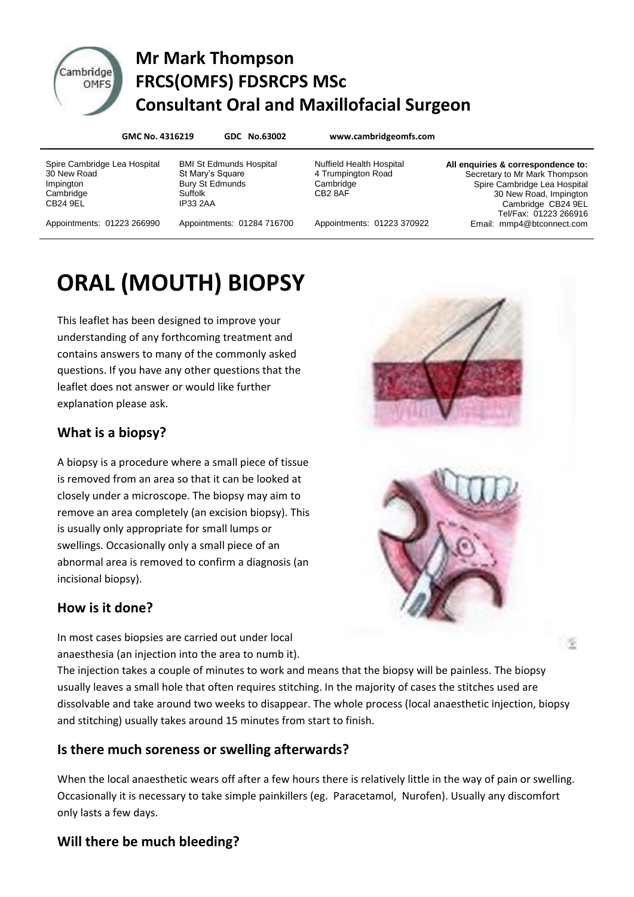# Mr Mark Thompson
# FRCS(OMFS) FDSRCPS MSc
# Consultant Oral and Maxillofacial Surgeon

**GMC No. 4316219** **GDC No.63002** **www.cambridgeomfs.com**

Spire Cambridge Lea Hospital
30 New Road
Impington
Cambridge
CB24 9EL
Appointments: 01223 266990

BMI St Edmunds Hospital
St Mary's Square
Bury St Edmunds
Suffolk
IP33 2AA
Appointments: 01284 716700

Nuffield Health Hospital
4 Trumpington Road
Cambridge
CB2 8AF
Appointments: 01223 370922

**All enquiries & correspondence to:**
Secretary to Mr Mark Thompson
Spire Cambridge Lea Hospital
30 New Road, Impington
Cambridge CB24 9EL
Tel/Fax: 01223 266916
Email: mmp4@btconnect.com

# ORAL (MOUTH) BIOPSY

This leaflet has been designed to improve your understanding of any forthcoming treatment and contains answers to many of the commonly asked questions. If you have any other questions that the leaflet does not answer or would like further explanation please ask.

## What is a biopsy?

A biopsy is a procedure where a small piece of tissue is removed from an area so that it can be looked at closely under a microscope. The biopsy may aim to remove an area completely (an excision biopsy). This is usually only appropriate for small lumps or swellings. Occasionally only a small piece of an abnormal area is removed to confirm a diagnosis (an incisional biopsy).

## How is it done?

In most cases biopsies are carried out under local anaesthesia (an injection into the area to numb it). The injection takes a couple of minutes to work and means that the biopsy will be painless. The biopsy usually leaves a small hole that often requires stitching. In the majority of cases the stitches used are dissolvable and take around two weeks to disappear. The whole process (local anaesthetic injection, biopsy and stitching) usually takes around 15 minutes from start to finish.

## Is there much soreness or swelling afterwards?

When the local anaesthetic wears off after a few hours there is relatively little in the way of pain or swelling. Occasionally it is necessary to take simple painkillers (eg. Paracetamol, Nurofen). Usually any discomfort only lasts a few days.

## Will there be much bleeding?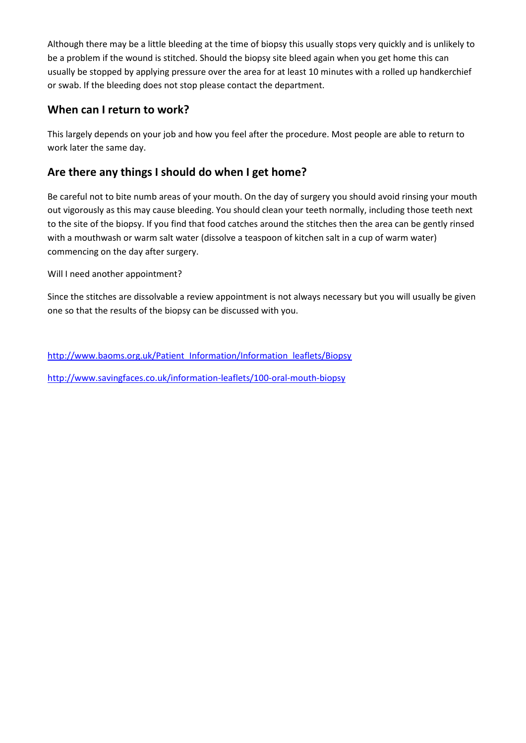Although there may be a little bleeding at the time of biopsy this usually stops very quickly and is unlikely to be a problem if the wound is stitched. Should the biopsy site bleed again when you get home this can usually be stopped by applying pressure over the area for at least 10 minutes with a rolled up handkerchief or swab. If the bleeding does not stop please contact the department.

## When can I return to work?

This largely depends on your job and how you feel after the procedure. Most people are able to return to work later the same day.

## Are there any things I should do when I get home?

Be careful not to bite numb areas of your mouth. On the day of surgery you should avoid rinsing your mouth out vigorously as this may cause bleeding. You should clean your teeth normally, including those teeth next to the site of the biopsy. If you find that food catches around the stitches then the area can be gently rinsed with a mouthwash or warm salt water (dissolve a teaspoon of kitchen salt in a cup of warm water) commencing on the day after surgery.

Will I need another appointment?

Since the stitches are dissolvable a review appointment is not always necessary but you will usually be given one so that the results of the biopsy can be discussed with you.

http://www.baoms.org.uk/Patient_Information/Information_leaflets/Biopsy

http://www.savingfaces.co.uk/information-leaflets/100-oral-mouth-biopsy